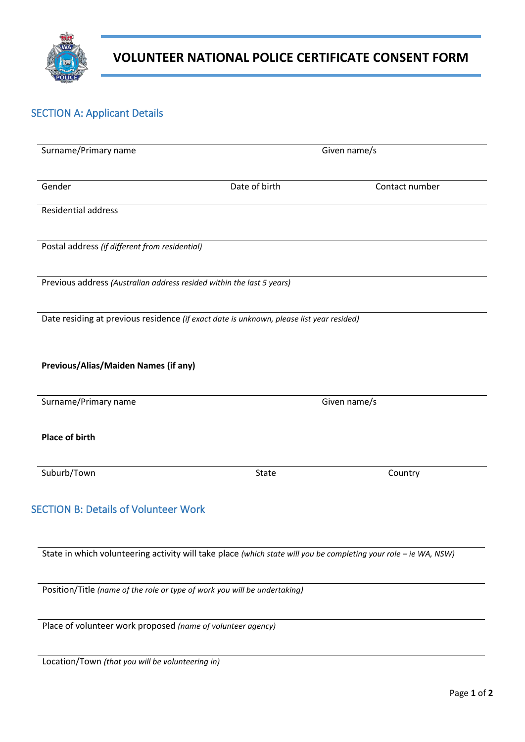# VOLUNTEER NATIONAL POLICE CERTIFICATE CONSENT FORM

## SECTION A: Applicant Details

| Surname/Primary name | | Given name/s |
|---|---|---|
| Gender | Date of birth | Contact number |

Residential address

Postal address *(if different from residential)*

Previous address *(Australian address resided within the last 5 years)*

Date residing at previous residence *(if exact date is unknown, please list year resided)*

**Previous/Alias/Maiden Names (if any)**

| Surname/Primary name | Given name/s |
|---|---|

**Place of birth**

| Suburb/Town | State | Country |
|---|---|---|

## SECTION B: Details of Volunteer Work

State in which volunteering activity will take place *(which state will you be completing your role – ie WA, NSW)*

Position/Title *(name of the role or type of work you will be undertaking)*

Place of volunteer work proposed *(name of volunteer agency)*

Location/Town *(that you will be volunteering in)*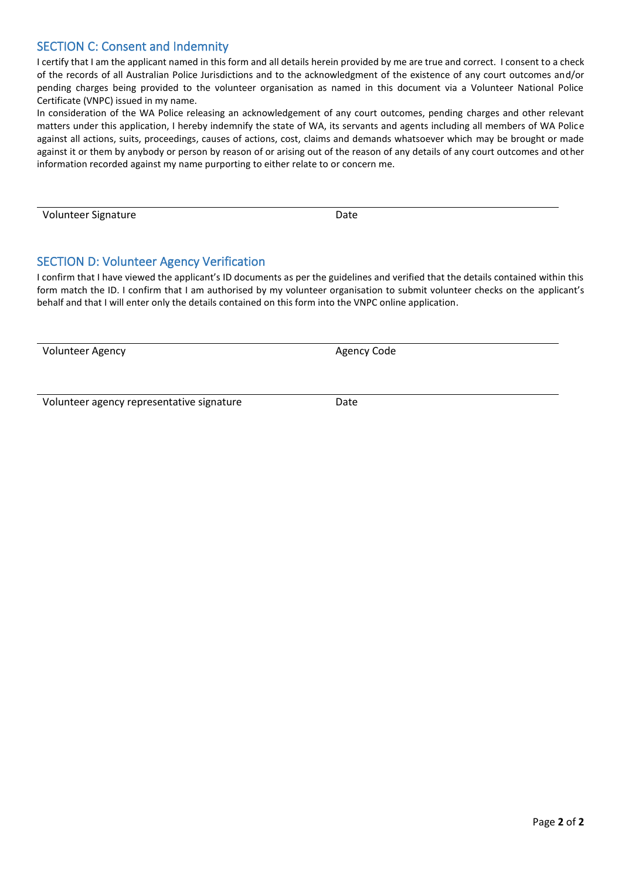## SECTION C: Consent and Indemnity

I certify that I am the applicant named in this form and all details herein provided by me are true and correct. I consent to a check of the records of all Australian Police Jurisdictions and to the acknowledgment of the existence of any court outcomes and/or pending charges being provided to the volunteer organisation as named in this document via a Volunteer National Police Certificate (VNPC) issued in my name.

In consideration of the WA Police releasing an acknowledgement of any court outcomes, pending charges and other relevant matters under this application, I hereby indemnify the state of WA, its servants and agents including all members of WA Police against all actions, suits, proceedings, causes of actions, cost, claims and demands whatsoever which may be brought or made against it or them by anybody or person by reason of or arising out of the reason of any details of any court outcomes and other information recorded against my name purporting to either relate to or concern me.

Volunteer Signature &nbsp;&nbsp;&nbsp;&nbsp;&nbsp;&nbsp;&nbsp;&nbsp; Date

## SECTION D: Volunteer Agency Verification

I confirm that I have viewed the applicant's ID documents as per the guidelines and verified that the details contained within this form match the ID. I confirm that I am authorised by my volunteer organisation to submit volunteer checks on the applicant's behalf and that I will enter only the details contained on this form into the VNPC online application.

Volunteer Agency &nbsp;&nbsp;&nbsp;&nbsp;&nbsp;&nbsp;&nbsp;&nbsp; Agency Code

Volunteer agency representative signature &nbsp;&nbsp;&nbsp;&nbsp;&nbsp;&nbsp;&nbsp;&nbsp; Date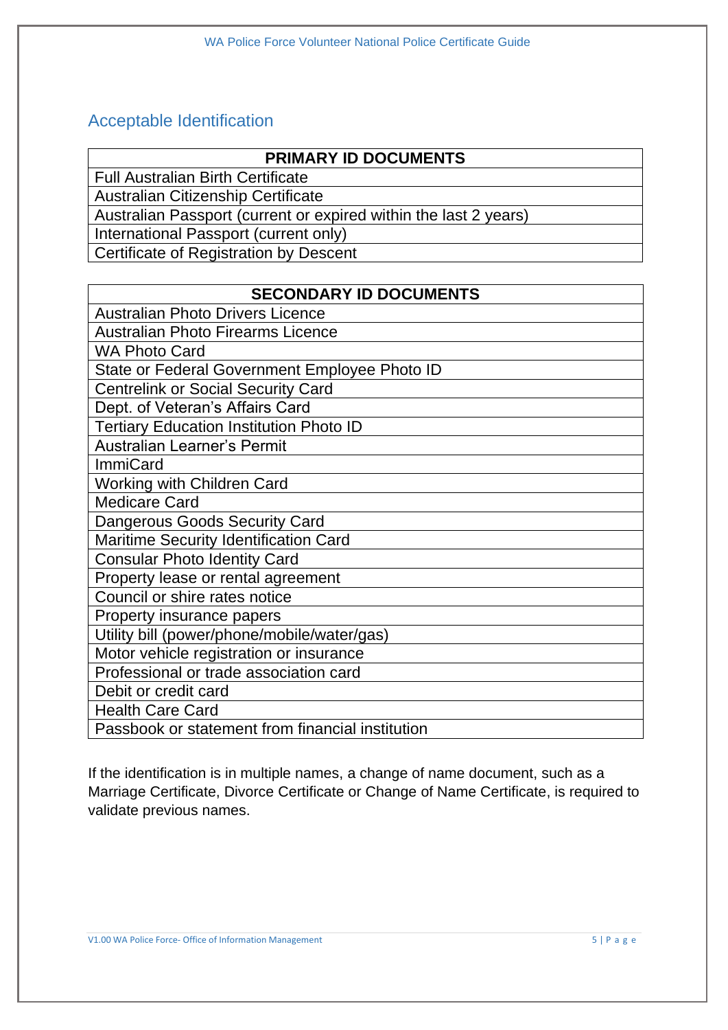## Acceptable Identification

| PRIMARY ID DOCUMENTS |
|---|
| Full Australian Birth Certificate |
| Australian Citizenship Certificate |
| Australian Passport (current or expired within the last 2 years) |
| International Passport (current only) |
| Certificate of Registration by Descent |

| SECONDARY ID DOCUMENTS |
|---|
| Australian Photo Drivers Licence |
| Australian Photo Firearms Licence |
| WA Photo Card |
| State or Federal Government Employee Photo ID |
| Centrelink or Social Security Card |
| Dept. of Veteran's Affairs Card |
| Tertiary Education Institution Photo ID |
| Australian Learner's Permit |
| ImmiCard |
| Working with Children Card |
| Medicare Card |
| Dangerous Goods Security Card |
| Maritime Security Identification Card |
| Consular Photo Identity Card |
| Property lease or rental agreement |
| Council or shire rates notice |
| Property insurance papers |
| Utility bill (power/phone/mobile/water/gas) |
| Motor vehicle registration or insurance |
| Professional or trade association card |
| Debit or credit card |
| Health Care Card |
| Passbook or statement from financial institution |

If the identification is in multiple names, a change of name document, such as a Marriage Certificate, Divorce Certificate or Change of Name Certificate, is required to validate previous names.